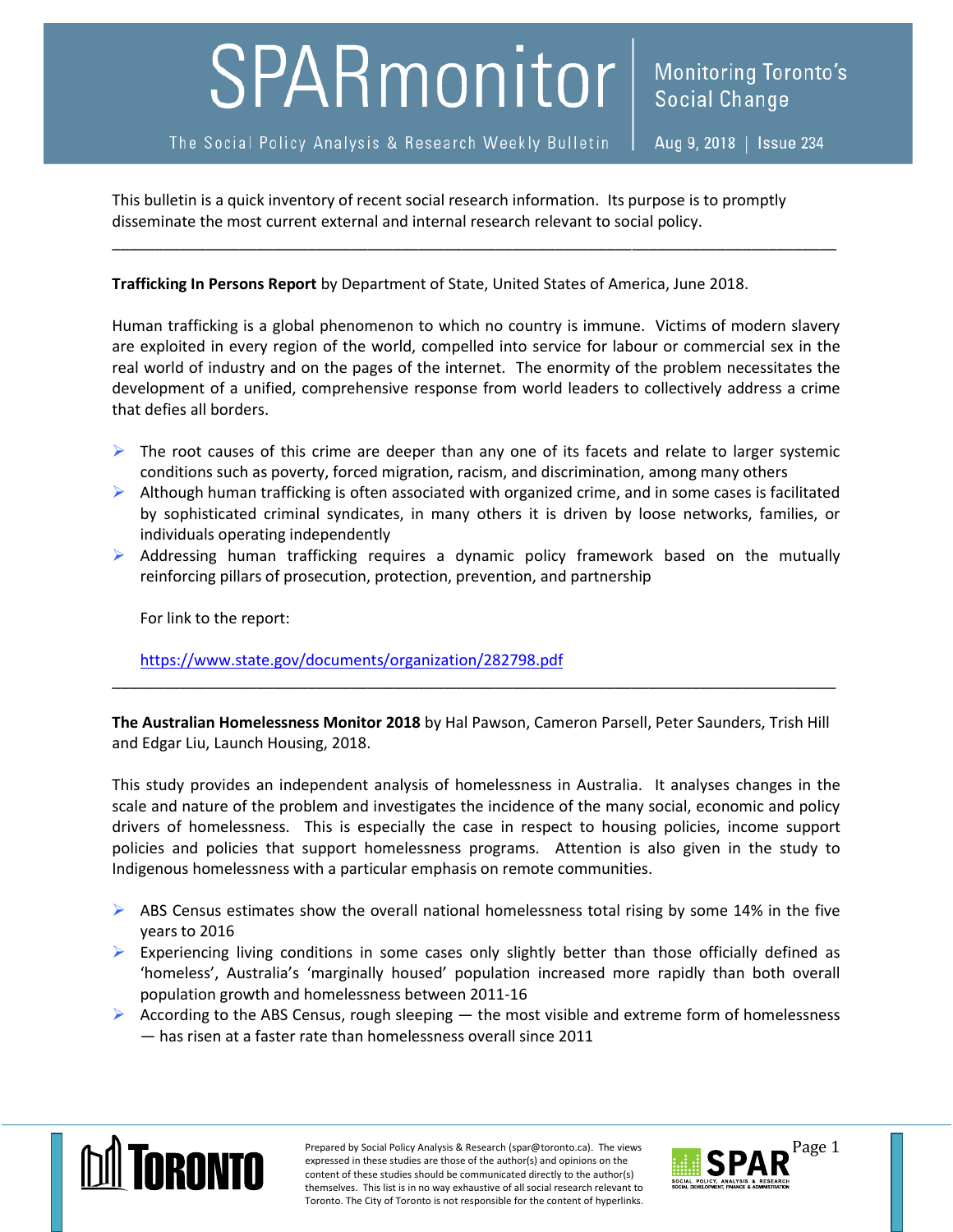# SPARmonitor

The Social Policy Analysis & Research Weekly Bulletin

Monitoring Toronto's Social Change

Aug 9, 2018 | Issue 234

This bulletin is a quick inventory of recent social research information. Its purpose is to promptly disseminate the most current external and internal research relevant to social policy.

---

**Trafficking In Persons Report** by Department of State, United States of America, June 2018.

Human trafficking is a global phenomenon to which no country is immune. Victims of modern slavery are exploited in every region of the world, compelled into service for labour or commercial sex in the real world of industry and on the pages of the internet. The enormity of the problem necessitates the development of a unified, comprehensive response from world leaders to collectively address a crime that defies all borders.

- The root causes of this crime are deeper than any one of its facets and relate to larger systemic conditions such as poverty, forced migration, racism, and discrimination, among many others
- Although human trafficking is often associated with organized crime, and in some cases is facilitated by sophisticated criminal syndicates, in many others it is driven by loose networks, families, or individuals operating independently
- Addressing human trafficking requires a dynamic policy framework based on the mutually reinforcing pillars of prosecution, protection, prevention, and partnership

For link to the report:

https://www.state.gov/documents/organization/282798.pdf

---

**The Australian Homelessness Monitor 2018** by Hal Pawson, Cameron Parsell, Peter Saunders, Trish Hill and Edgar Liu, Launch Housing, 2018.

This study provides an independent analysis of homelessness in Australia. It analyses changes in the scale and nature of the problem and investigates the incidence of the many social, economic and policy drivers of homelessness. This is especially the case in respect to housing policies, income support policies and policies that support homelessness programs. Attention is also given in the study to Indigenous homelessness with a particular emphasis on remote communities.

- ABS Census estimates show the overall national homelessness total rising by some 14% in the five years to 2016
- Experiencing living conditions in some cases only slightly better than those officially defined as 'homeless', Australia's 'marginally housed' population increased more rapidly than both overall population growth and homelessness between 2011-16
- According to the ABS Census, rough sleeping — the most visible and extreme form of homelessness — has risen at a faster rate than homelessness overall since 2011

Prepared by Social Policy Analysis & Research (spar@toronto.ca). The views expressed in these studies are those of the author(s) and opinions on the content of these studies should be communicated directly to the author(s) themselves. This list is in no way exhaustive of all social research relevant to Toronto. The City of Toronto is not responsible for the content of hyperlinks.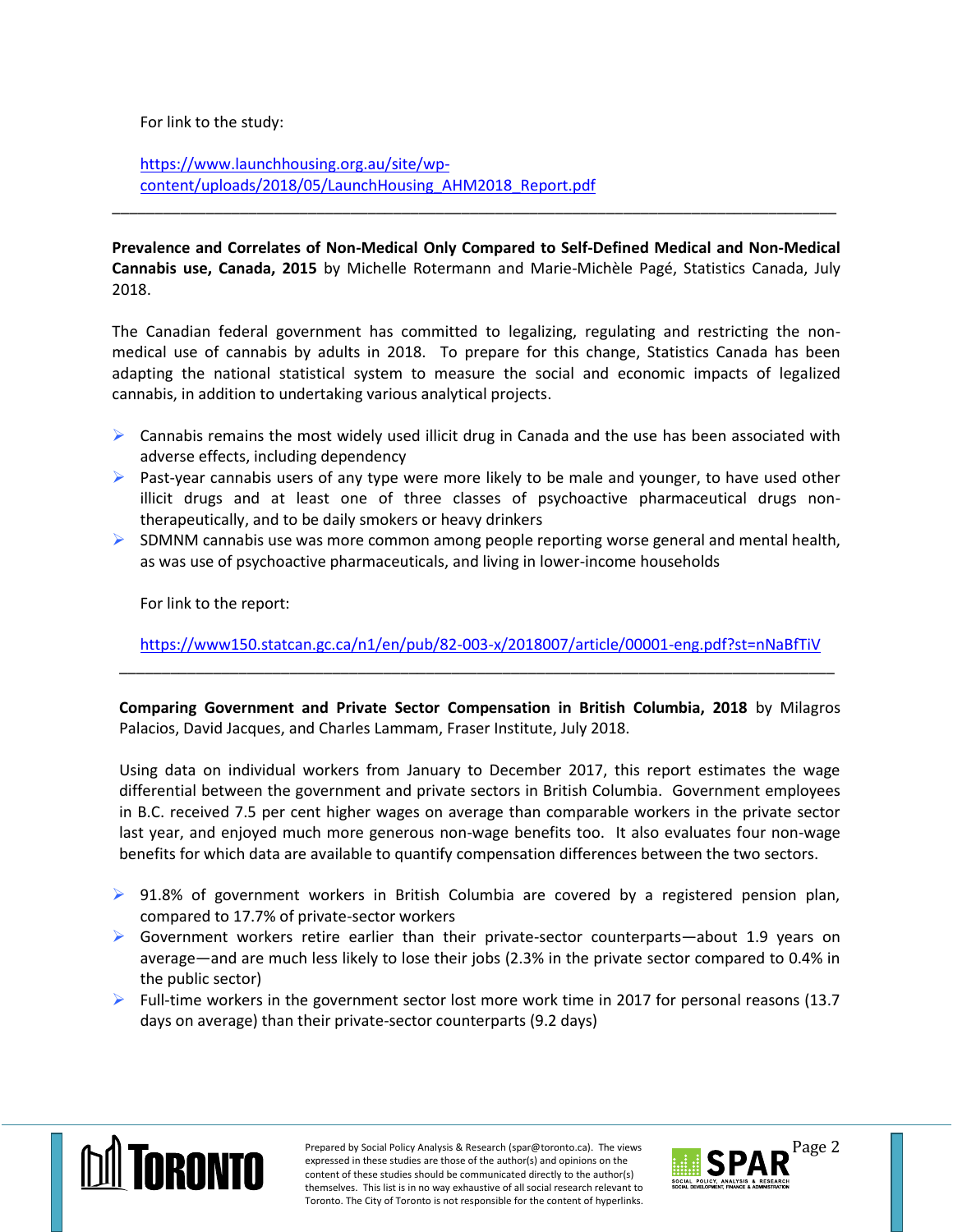For link to the study:

https://www.launchhousing.org.au/site/wp-content/uploads/2018/05/LaunchHousing_AHM2018_Report.pdf

---

**Prevalence and Correlates of Non-Medical Only Compared to Self-Defined Medical and Non-Medical Cannabis use, Canada, 2015** by Michelle Rotermann and Marie-Michèle Pagé, Statistics Canada, July 2018.

The Canadian federal government has committed to legalizing, regulating and restricting the non-medical use of cannabis by adults in 2018. To prepare for this change, Statistics Canada has been adapting the national statistical system to measure the social and economic impacts of legalized cannabis, in addition to undertaking various analytical projects.

- Cannabis remains the most widely used illicit drug in Canada and the use has been associated with adverse effects, including dependency
- Past-year cannabis users of any type were more likely to be male and younger, to have used other illicit drugs and at least one of three classes of psychoactive pharmaceutical drugs non-therapeutically, and to be daily smokers or heavy drinkers
- SDMNM cannabis use was more common among people reporting worse general and mental health, as was use of psychoactive pharmaceuticals, and living in lower-income households

For link to the report:

https://www150.statcan.gc.ca/n1/en/pub/82-003-x/2018007/article/00001-eng.pdf?st=nNaBfTiV

---

**Comparing Government and Private Sector Compensation in British Columbia, 2018** by Milagros Palacios, David Jacques, and Charles Lammam, Fraser Institute, July 2018.

Using data on individual workers from January to December 2017, this report estimates the wage differential between the government and private sectors in British Columbia. Government employees in B.C. received 7.5 per cent higher wages on average than comparable workers in the private sector last year, and enjoyed much more generous non-wage benefits too. It also evaluates four non-wage benefits for which data are available to quantify compensation differences between the two sectors.

- 91.8% of government workers in British Columbia are covered by a registered pension plan, compared to 17.7% of private-sector workers
- Government workers retire earlier than their private-sector counterparts—about 1.9 years on average—and are much less likely to lose their jobs (2.3% in the private sector compared to 0.4% in the public sector)
- Full-time workers in the government sector lost more work time in 2017 for personal reasons (13.7 days on average) than their private-sector counterparts (9.2 days)

Prepared by Social Policy Analysis & Research (spar@toronto.ca). The views expressed in these studies are those of the author(s) and opinions on the content of these studies should be communicated directly to the author(s) themselves. This list is in no way exhaustive of all social research relevant to Toronto. The City of Toronto is not responsible for the content of hyperlinks.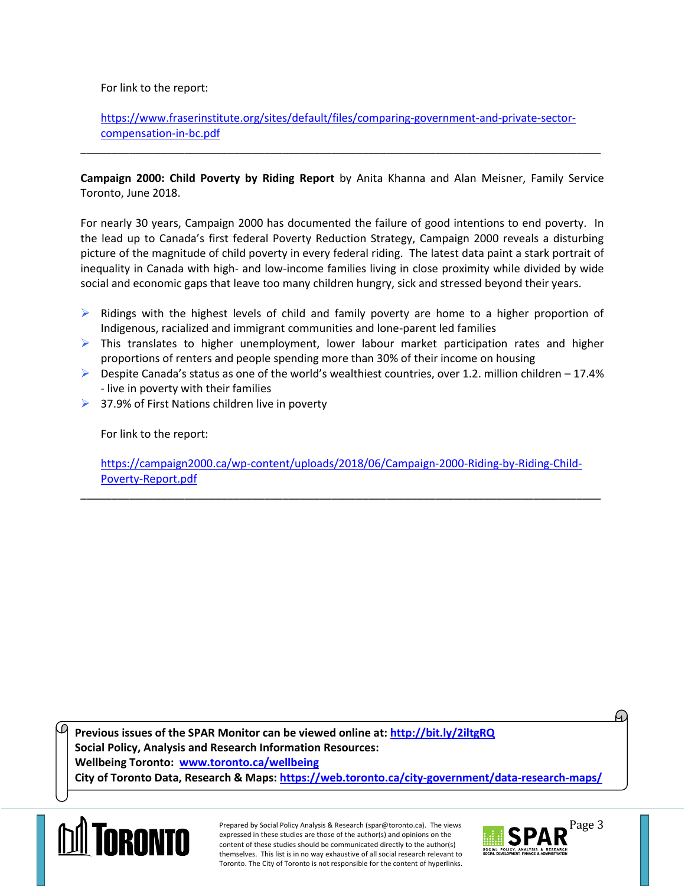For link to the report:

https://www.fraserinstitute.org/sites/default/files/comparing-government-and-private-sector-compensation-in-bc.pdf

---

**Campaign 2000: Child Poverty by Riding Report** by Anita Khanna and Alan Meisner, Family Service Toronto, June 2018.

For nearly 30 years, Campaign 2000 has documented the failure of good intentions to end poverty. In the lead up to Canada's first federal Poverty Reduction Strategy, Campaign 2000 reveals a disturbing picture of the magnitude of child poverty in every federal riding. The latest data paint a stark portrait of inequality in Canada with high- and low-income families living in close proximity while divided by wide social and economic gaps that leave too many children hungry, sick and stressed beyond their years.

- Ridings with the highest levels of child and family poverty are home to a higher proportion of Indigenous, racialized and immigrant communities and lone-parent led families
- This translates to higher unemployment, lower labour market participation rates and higher proportions of renters and people spending more than 30% of their income on housing
- Despite Canada's status as one of the world's wealthiest countries, over 1.2. million children – 17.4% - live in poverty with their families
- 37.9% of First Nations children live in poverty

For link to the report:

https://campaign2000.ca/wp-content/uploads/2018/06/Campaign-2000-Riding-by-Riding-Child-Poverty-Report.pdf

---

**Previous issues of the SPAR Monitor can be viewed online at: http://bit.ly/2iltgRQ**
**Social Policy, Analysis and Research Information Resources:**
**Wellbeing Toronto: www.toronto.ca/wellbeing**
**City of Toronto Data, Research & Maps: https://web.toronto.ca/city-government/data-research-maps/**

Prepared by Social Policy Analysis & Research (spar@toronto.ca). The views expressed in these studies are those of the author(s) and opinions on the content of these studies should be communicated directly to the author(s) themselves. This list is in no way exhaustive of all social research relevant to Toronto. The City of Toronto is not responsible for the content of hyperlinks.